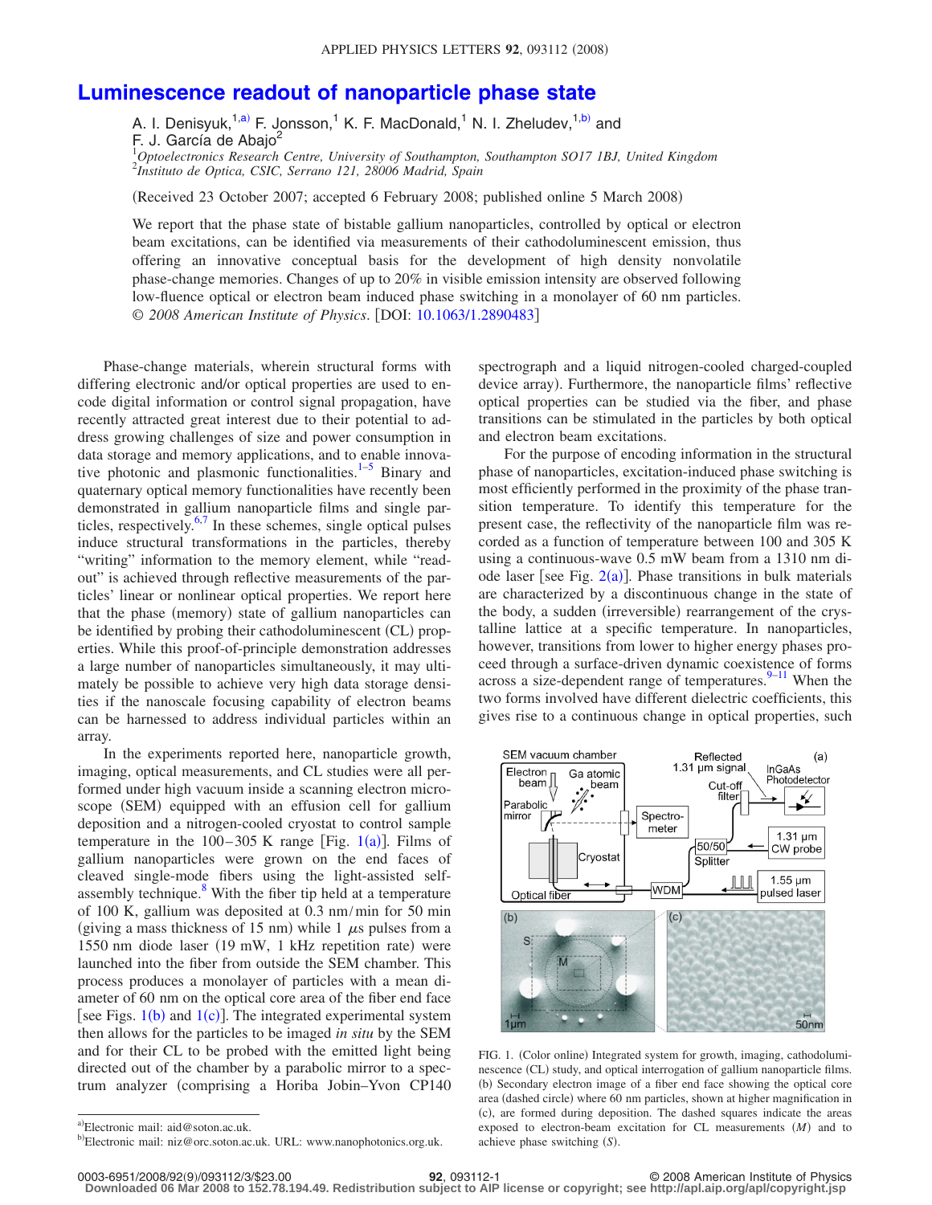# Luminescence readout of nanoparticle phase state

A. I. Denisyuk,[1,a)] F. Jonsson,[1] K. F. MacDonald,[1] N. I. Zheludev,[1,b)] and F. J. García de Abajo[2]

[1]Optoelectronics Research Centre, University of Southampton, Southampton SO17 1BJ, United Kingdom
[2]Instituto de Optica, CSIC, Serrano 121, 28006 Madrid, Spain

(Received 23 October 2007; accepted 6 February 2008; published online 5 March 2008)

We report that the phase state of bistable gallium nanoparticles, controlled by optical or electron beam excitations, can be identified via measurements of their cathodoluminescent emission, thus offering an innovative conceptual basis for the development of high density nonvolatile phase-change memories. Changes of up to 20% in visible emission intensity are observed following low-fluence optical or electron beam induced phase switching in a monolayer of 60 nm particles. © *2008 American Institute of Physics*. [DOI: 10.1063/1.2890483]

Phase-change materials, wherein structural forms with differing electronic and/or optical properties are used to encode digital information or control signal propagation, have recently attracted great interest due to their potential to address growing challenges of size and power consumption in data storage and memory applications, and to enable innovative photonic and plasmonic functionalities.[1–5] Binary and quaternary optical memory functionalities have recently been demonstrated in gallium nanoparticle films and single particles, respectively.[6,7] In these schemes, single optical pulses induce structural transformations in the particles, thereby "writing" information to the memory element, while "readout" is achieved through reflective measurements of the particles' linear or nonlinear optical properties. We report here that the phase (memory) state of gallium nanocrystals can be identified by probing their cathodoluminescent (CL) properties. While this proof-of-principle demonstration addresses a large number of nanoparticles simultaneously, it may ultimately be possible to achieve very high data storage densities if the nanoscale focusing capability of electron beams can be harnessed to address individual particles within an array.

In the experiments reported here, nanoparticle growth, imaging, optical measurements, and CL studies were all performed under high vacuum inside a scanning electron microscope (SEM) equipped with an effusion cell for gallium deposition and a nitrogen-cooled cryostat to control sample temperature in the 100–305 K range [Fig. 1(a)]. Films of gallium nanoparticles were grown on the end faces of cleaved single-mode fibers using the light-assisted self-assembly technique.[8] With the fiber tip held at a temperature of 100 K, gallium was deposited at 0.3 nm/min for 50 min (giving a mass thickness of 15 nm) while 1 $\mu$s pulses from a 1550 nm diode laser (19 mW, 1 kHz repetition rate) were launched into the fiber from outside the SEM chamber. This process produces a monolayer of particles with a mean diameter of 60 nm on the optical core area of the fiber end face [see Figs. 1(b) and 1(c)]. The integrated experimental system then allows for the particles to be imaged *in situ* by the SEM and for their CL to be probed with the emitted light being directed out of the chamber by a parabolic mirror to a spectrum analyzer (comprising a Horiba Jobin–Yvon CP140 spectrograph and a liquid nitrogen-cooled charged-coupled device array). Furthermore, the nanoparticle films' reflective optical properties can be studied via the fiber, and phase transitions can be stimulated in the particles by both optical and electron beam excitations.

For the purpose of encoding information in the structural phase of nanoparticles, excitation-induced phase switching is most efficiently performed in the proximity of the phase transition temperature. To identify this temperature for the present case, the reflectivity of the nanoparticle film was recorded as a function of temperature between 100 and 305 K using a continuous-wave 0.5 mW beam from a 1310 nm diode laser [see Fig. 2(a)]. Phase transitions in bulk materials are characterized by a discontinuous change in the state of the body, a sudden (irreversible) rearrangement of the crystalline lattice at a specific temperature. In nanoparticles, however, transitions from lower to higher energy phases proceed through a surface-driven dynamic coexistence of forms across a size-dependent range of temperatures.[9–11] When the two forms involved have different dielectric coefficients, this gives rise to a continuous change in optical properties, such

FIG. 1. (Color online) Integrated system for growth, imaging, cathodoluminescence (CL) study, and optical interrogation of gallium nanoparticle films. (b) Secondary electron image of a fiber end face showing the optical core area (dashed circle) where 60 nm particles, shown at higher magnification in (c), are formed during deposition. The dashed squares indicate the areas exposed to electron-beam excitation for CL measurements (*M*) and to achieve phase switching (*S*).

a)Electronic mail: aid@soton.ac.uk.
b)Electronic mail: niz@orc.soton.ac.uk. URL: www.nanophotonics.org.uk.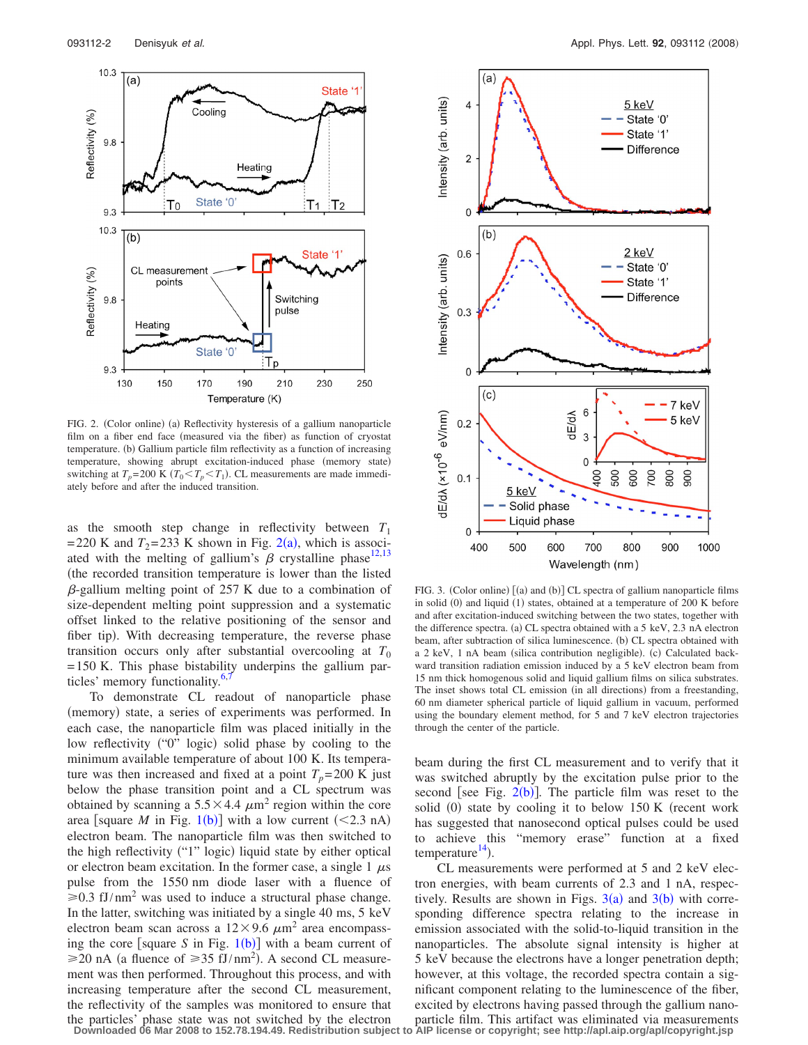FIG. 2. (Color online) (a) Reflectivity hysteresis of a gallium nanoparticle film on a fiber end face (measured via the fiber) as function of cryostat temperature. (b) Gallium particle film reflectivity as a function of increasing temperature, showing abrupt excitation-induced phase (memory state) switching at $T_p$=200 K ($T_0 < T_p < T_1$). CL measurements are made immediately before and after the induced transition.

as the smooth step change in reflectivity between $T_1$ =220 K and $T_2$=233 K shown in Fig. 2(a), which is associated with the melting of gallium's $\beta$ crystalline phase[12,13] (the recorded transition temperature is lower than the listed $\beta$-gallium melting point of 257 K due to a combination of size-dependent melting point suppression and a systematic offset linked to the relative positioning of the sensor and fiber tip). With decreasing temperature, the reverse phase transition occurs only after substantial overcooling at $T_0$ =150 K. This phase bistability underpins the gallium particles' memory functionality.[6,7]

To demonstrate CL readout of nanoparticle phase (memory) state, a series of experiments was performed. In each case, the nanoparticle film was placed initially in the low reflectivity ("0" logic) solid phase by cooling to the minimum available temperature of about 100 K. Its temperature was then increased and fixed at a point $T_p$=200 K just below the phase transition point and a CL spectrum was obtained by scanning a 5.5×4.4 $\mu$m$^2$ region within the core area [square *M* in Fig. 1(b)] with a low current (<2.3 nA) electron beam. The nanoparticle film was then switched to the high reflectivity ("1" logic) liquid state by either optical or electron beam excitation. In the former case, a single 1 $\mu$s pulse from the 1550 nm diode laser with a fluence of ≥0.3 fJ/nm$^2$ was used to induce a structural phase change. In the latter, switching was initiated by a single 40 ms, 5 keV electron beam scan across a 12×9.6 $\mu$m$^2$ area encompassing the core [square *S* in Fig. 1(b)] with a beam current of ≥20 nA (a fluence of ≥35 fJ/nm$^2$). A second CL measurement was then performed. Throughout this process, and with increasing temperature after the second CL measurement, the reflectivity of the samples was monitored to ensure that the particles' phase state was not switched by the electron beam during the first CL measurement and to verify that it was switched abruptly by the excitation pulse prior to the second [see Fig. 2(b)]. The particle film was reset to the solid (0) state by cooling it to below 150 K (recent work has suggested that nanosecond optical pulses could be used to achieve this "memory erase" function at a fixed temperature[14]).

FIG. 3. (Color online) [(a) and (b)] CL spectra of gallium nanoparticle films in solid (0) and liquid (1) states, obtained at a temperature of 200 K before and after excitation-induced switching between the two states, together with the difference spectra. (a) CL spectra obtained with a 5 keV, 2.3 nA electron beam, after subtraction of silica luminescence. (b) CL spectra obtained with a 2 keV, 1 nA beam (silica contribution negligible). (c) Calculated backward transition radiation emission induced by a 5 keV electron beam from 15 nm thick homogenous solid and liquid gallium films on silica substrates. The inset shows total CL emission (in all directions) from a freestanding, 60 nm diameter spherical particle of liquid gallium in vacuum, performed using the boundary element method, for 5 and 7 keV electron trajectories through the center of the particle.

CL measurements were performed at 5 and 2 keV electron energies, with beam currents of 2.3 and 1 nA, respectively. Results are shown in Figs. 3(a) and 3(b) with corresponding difference spectra relating to the increase in emission associated with the solid-to-liquid transition in the nanoparticles. The absolute signal intensity is higher at 5 keV because the electrons have a longer penetration depth; however, at this voltage, the recorded spectra contain a significant component relating to the luminescence of the fiber, excited by electrons having passed through the gallium nanoparticle film. This artifact was eliminated via measurements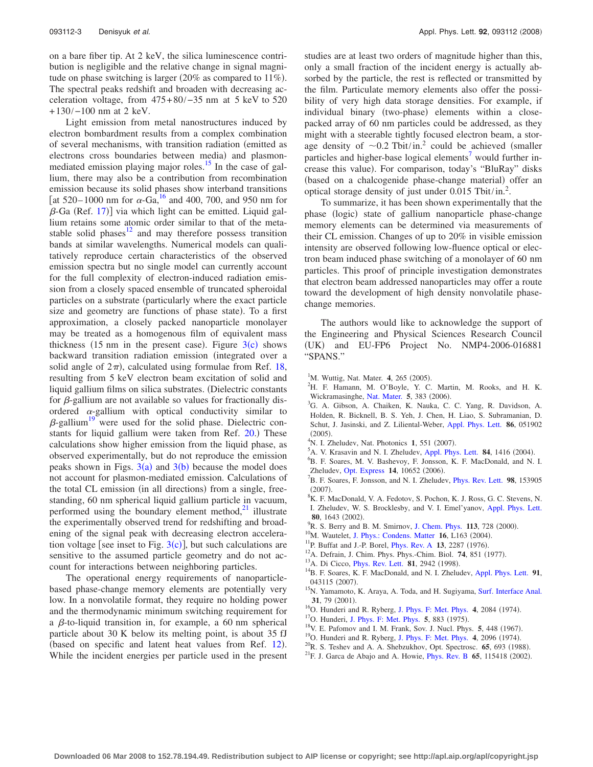on a bare fiber tip. At 2 keV, the silica luminescence contribution is negligible and the relative change in signal magnitude on phase switching is larger (20% as compared to 11%). The spectral peaks redshift and broaden with decreasing acceleration voltage, from 475+80/−35 nm at 5 keV to 520 +130/−100 nm at 2 keV.

Light emission from metal nanostructures induced by electron bombardment results from a complex combination of several mechanisms, with transition radiation (emitted as electrons cross boundaries between media) and plasmon-mediated emission playing major roles.[15] In the case of gallium, there may also be a contribution from recombination emission because its solid phases show interband transitions [at 520–1000 nm for $\alpha$-Ga,[16] and 400, 700, and 950 nm for $\beta$-Ga (Ref. 17)] via which light can be emitted. Liquid gallium retains some atomic order similar to that of the metastable solid phases[12] and may therefore possess transition bands at similar wavelengths. Numerical models can qualitatively reproduce certain characteristics of the observed emission spectra but no single model can currently account for the full complexity of electron-induced radiation emission from a closely spaced ensemble of truncated spheroidal particles on a substrate (particularly where the exact particle size and geometry are functions of phase state). To a first approximation, a closely packed nanoparticle monolayer may be treated as a homogenous film of equivalent mass thickness (15 nm in the present case). Figure 3(c) shows backward transition radiation emission (integrated over a solid angle of $2\pi$), calculated using formulae from Ref. 18, resulting from 5 keV electron beam excitation of solid and liquid gallium films on silica substrates. (Dielectric constants for $\beta$-gallium are not available so values for fractionally disordered $\alpha$-gallium with optical conductivity similar to $\beta$-gallium[19] were used for the solid phase. Dielectric constants for liquid gallium were taken from Ref. 20.) These calculations show higher emission from the liquid phase, as observed experimentally, but do not reproduce the emission peaks shown in Figs. 3(a) and 3(b) because the model does not account for plasmon-mediated emission. Calculations of the total CL emission (in all directions) from a single, free-standing, 60 nm spherical liquid gallium particle in vacuum, performed using the boundary element method,[21] illustrate the experimentally observed trend for redshifting and broadening of the signal peak with decreasing electron acceleration voltage [see inset to Fig. 3(c)], but such calculations are sensitive to the assumed particle geometry and do not account for interactions between neighboring particles.

The operational energy requirements of nanoparticle-based phase-change memory elements are potentially very low. In a nonvolatile format, they require no holding power and the thermodynamic minimum switching requirement for a $\beta$-to-liquid transition in, for example, a 60 nm spherical particle about 30 K below its melting point, is about 35 fJ (based on specific and latent heat values from Ref. 12). While the incident energies per particle used in the present studies are at least two orders of magnitude higher than this, only a small fraction of the incident energy is actually absorbed by the particle, the rest is reflected or transmitted by the film. Particulate memory elements also offer the possibility of very high data storage densities. For example, if individual binary (two-phase) elements within a close-packed array of 60 nm particles could be addressed, as they might with a steerable tightly focused electron beam, a storage density of ~0.2 Tbit/in.[2] could be achieved (smaller particles and higher-base logical elements[7] would further increase this value). For comparison, today's "BluRay" disks (based on a chalcogenide phase-change material) offer an optical storage density of just under 0.015 Tbit/in.[2].

To summarize, it has been shown experimentally that the phase (logic) state of gallium nanoparticle phase-change memory elements can be determined via measurements of their CL emission. Changes of up to 20% in visible emission intensity are observed following low-fluence optical or electron beam induced phase switching of a monolayer of 60 nm particles. This proof of principle investigation demonstrates that electron beam addressed nanoparticles may offer a route toward the development of high density nonvolatile phase-change memories.

The authors would like to acknowledge the support of the Engineering and Physical Sciences Research Council (UK) and EU-FP6 Project No. NMP4-2006-016881 "SPANS."

[1] M. Wuttig, Nat. Mater. **4**, 265 (2005).
[2] H. F. Hamann, M. O'Boyle, Y. C. Martin, M. Rooks, and H. K. Wickramasinghe, Nat. Mater. **5**, 383 (2006).
[3] G. A. Gibson, A. Chaiken, K. Nauka, C. C. Yang, R. Davidson, A. Holden, R. Bicknell, B. S. Yeh, J. Chen, H. Liao, S. Subramanian, D. Schut, J. Jasinski, and Z. Liliental-Weber, Appl. Phys. Lett. **86**, 051902 (2005).
[4] N. I. Zheludev, Nat. Photonics **1**, 551 (2007).
[5] A. V. Krasavin and N. I. Zheludev, Appl. Phys. Lett. **84**, 1416 (2004).
[6] B. F. Soares, M. V. Bashevoy, F. Jonsson, K. F. MacDonald, and N. I. Zheludev, Opt. Express **14**, 10652 (2006).
[7] B. F. Soares, F. Jonsson, and N. I. Zheludev, Phys. Rev. Lett. **98**, 153905 (2007).
[8] K. F. MacDonald, V. A. Fedotov, S. Pochon, K. J. Ross, G. C. Stevens, N. I. Zheludev, W. S. Brocklesby, and V. I. Emel'yanov, Appl. Phys. Lett. **80**, 1643 (2002).
[9] R. S. Berry and B. M. Smirnov, J. Chem. Phys. **113**, 728 (2000).
[10] M. Wautelet, J. Phys.: Condens. Matter **16**, L163 (2004).
[11] P. Buffat and J.-P. Borel, Phys. Rev. A **13**, 2287 (1976).
[12] A. Defrain, J. Chim. Phys. Phys.-Chim. Biol. **74**, 851 (1977).
[13] A. Di Cicco, Phys. Rev. Lett. **81**, 2942 (1998).
[14] B. F. Soares, K. F. MacDonald, and N. I. Zheludev, Appl. Phys. Lett. **91**, 043115 (2007).
[15] N. Yamamoto, K. Araya, A. Toda, and H. Sugiyama, Surf. Interface Anal. **31**, 79 (2001).
[16] O. Hunderi and R. Ryberg, J. Phys. F: Met. Phys. **4**, 2084 (1974).
[17] O. Hunderi, J. Phys. F: Met. Phys. **5**, 883 (1975).
[18] V. E. Pafomov and I. M. Frank, Sov. J. Nucl. Phys. **5**, 448 (1967).
[19] O. Hunderi and R. Ryberg, J. Phys. F: Met. Phys. **4**, 2096 (1974).
[20] R. S. Teshev and A. A. Shebzukhov, Opt. Spectrosc. **65**, 693 (1988).
[21] F. J. Garca de Abajo and A. Howie, Phys. Rev. B **65**, 115418 (2002).